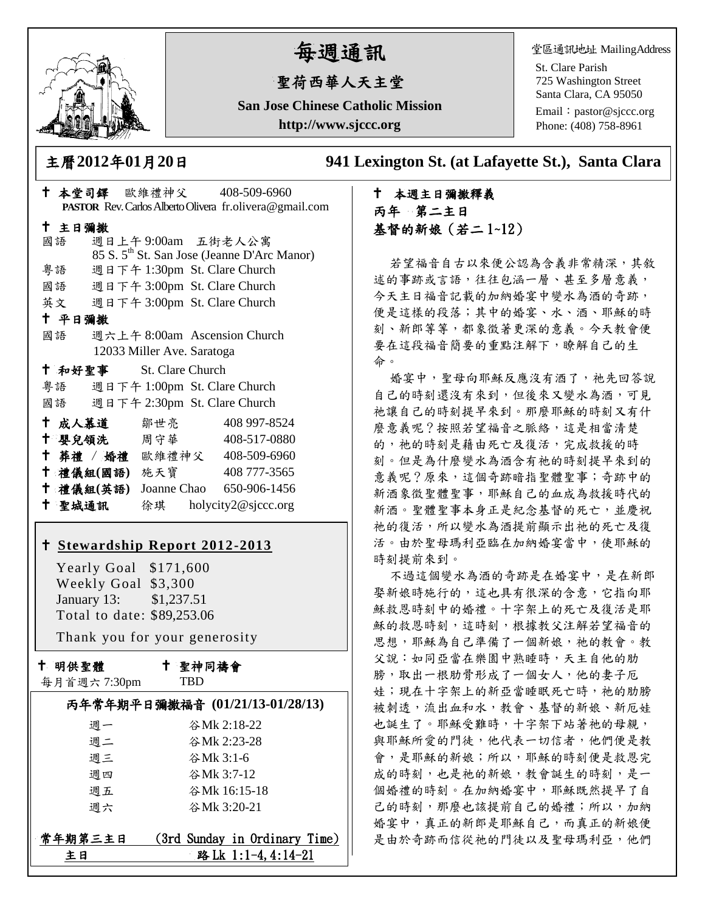# 每週通訊

## 聖荷西華人天主堂

**San Jose Chinese Catholic Mission**

**http://www.sjccc.org**

堂區通訊地址 MailingAddress
St. Clare Parish
725 Washington Street
Santa Clara, CA 95050
Email：pastor@sjccc.org
Phone: (408) 758-8961

**主曆2012年01月20日** **941 Lexington St. (at Lafayette St.), Santa Clara**

✝ **本堂司鐸** 歐維禮神父 408-509-6960
**PASTOR** Rev. Carlos Alberto Olivera fr.olivera@gmail.com

✝ **主日彌撒**
國語 週日上午 9:00am 五街老人公寓
85 S. 5th St. San Jose (Jeanne D'Arc Manor)
粵語 週日下午 1:30pm St. Clare Church
國語 週日下午 3:00pm St. Clare Church
英文 週日下午 3:00pm St. Clare Church

✝ **平日彌撒**
國語 週六上午 8:00am Ascension Church
12033 Miller Ave. Saratoga

✝ **和好聖事** St. Clare Church
粵語 週日下午 1:00pm St. Clare Church
國語 週日下午 2:30pm St. Clare Church

✝ **成人慕道** 鄒世亮 408 997-8524
✝ **嬰兒領洗** 周守華 408-517-0880
✝ **葬禮 / 婚禮** 歐維禮神父 408-509-6960
✝ **禮儀組(國語)** 施天寶 408 777-3565
✝ **禮儀組(英語)** Joanne Chao 650-906-1456
✝ **聖城通訊** 徐琪 holycity2@sjccc.org

✝ **Stewardship Report 2012-2013**

Yearly Goal $171,600
Weekly Goal $3,300
January 13: $1,237.51
Total to date: $89,253.06

Thank you for your generosity

✝ **明供聖體**
每月首週六 7:30pm

✝ **聖神同禱會**
TBD

**丙年常年期平日彌撒福音 (01/21/13-01/28/13)**

| | |
|---|---|
| 週一 | 谷Mk 2:18-22 |
| 週二 | 谷Mk 2:23-28 |
| 週三 | 谷Mk 3:1-6 |
| 週四 | 谷Mk 3:7-12 |
| 週五 | 谷Mk 16:15-18 |
| 週六 | 谷Mk 3:20-21 |

**常年期第三主日** (3rd Sunday in Ordinary Time)
**主日** 路Lk 1:1-4,4:14-21

✝ **本週主日彌撒釋義**
**丙年 第二主日**
**基督的新娘（若二 1~12）**

若望福音自古以來便公認為含義非常精深，其敘述的事跡或言語，往往包涵一層、甚至多層意義，今天主日福音記載的加納婚宴中變水為酒的奇跡，便是這樣的段落；其中的婚宴、水、酒、耶穌的時刻、新郎等等，都象徵著更深的意義。今天教會便要在這段福音簡要的重點注解下，瞭解自己的生命。

婚宴中，聖母向耶穌反應沒有酒了，祂先回答說自己的時刻還沒有來到，但後來又變水為酒，可見祂讓自己的時刻提早來到。那麼耶穌的時刻又有什麼意義呢？按照若望福音之脈絡，這是相當清楚的，祂的時刻是藉由死亡及復活，完成救援的時刻。但是為什麼變水為酒含有祂的時刻提早來到的意義呢？原來，這個奇跡暗指聖體聖事；奇跡中的新酒象徵聖體聖事，耶穌自己的血成為救援時代的新酒。聖體聖事本身正是紀念基督的死亡，並慶祝祂的復活，所以變水為酒提前顯示出祂的死亡及復活。由於聖母瑪利亞臨在加納婚宴當中，使耶穌的時刻提前來到。

不過這個變水為酒的奇跡是在婚宴中，是在新郎娶新娘時施行的，這也具有很深的含意，它指向耶穌救恩時刻中的婚禮。十字架上的死亡及復活是耶穌的救恩時刻，這時刻，根據教父注解若望福音的思想，耶穌為自己準備了一個新娘，祂的教會。教父說：如同亞當在樂園中熟睡時，天主自他的肋膀，取出一根肋骨形成了一個女人，他的妻子厄娃；現在十字架上的新亞當睡眠死亡時，祂的肋膀被刺透，流出血和水，教會、基督的新娘、新厄娃也誕生了。耶穌受難時，十字架下站著祂的母親，與耶穌所愛的門徒，他代表一切信者，他們便是教會，是耶穌的新娘；所以，耶穌的時刻便是救恩完成的時刻，也是祂的新娘，教會誕生的時刻，是一個婚禮的時刻。在加納婚宴中，耶穌既然提早了自己的時刻，那麼也該提前自己的婚禮；所以，加納婚宴中，真正的新郎是耶穌自己，而真正的新娘便是由於奇跡而信從祂的門徒以及聖母瑪利亞，他們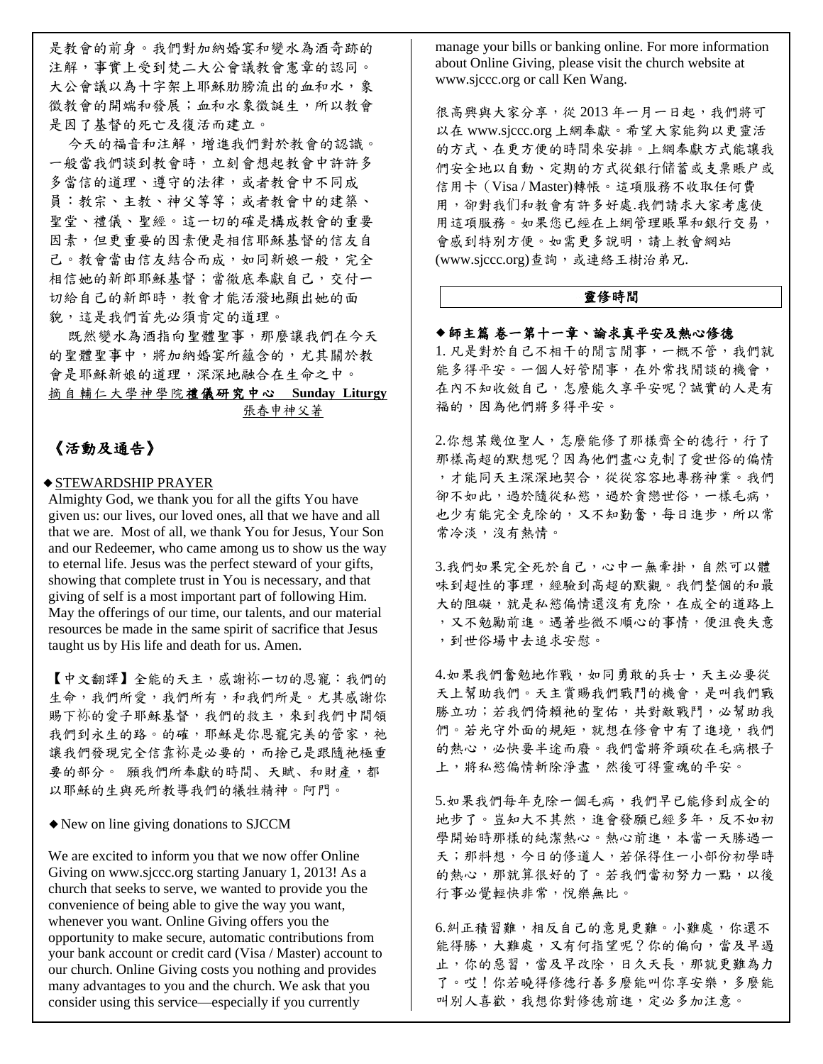是教會的前身。我們對加納婚宴和變水為酒奇跡的注解，事實上受到梵二大公會議教會憲章的認同。大公會議以為十字架上耶穌肋膀流出的血和水，象徵教會的開端和發展；血和水象徵誕生，所以教會是因了基督的死亡及復活而建立。

今天的福音和注解，增進我們對於教會的認識。一般當我們談到教會時，立刻會想起教會中許許多多當信的道理、遵守的法律，或者教會中不同成員：教宗、主教、神父等等；或者教會中的建築、聖堂、禮儀、聖經。這一切的確是構成教會的重要因素，但更重要的因素便是相信耶穌基督的信友自己。教會當由信友結合而成，如同新娘一般，完全相信她的新郎耶穌基督；當徹底奉獻自己，交付一切給自己的新郎時，教會才能活潑地顯出她的面貌，這是我們首先必須肯定的道理。

既然變水為酒指向聖體聖事，那麼讓我們在今天的聖體聖事中，將加納婚宴所蘊含的，尤其關於教會是耶穌新娘的道理，深深地融合在生命之中。

<u>摘自輔仁大學神學院**禮儀研究中心 Sunday Liturgy** 張春申神父著</u>

## 《活動及通告》

◆<u>STEWARDSHIP PRAYER</u>

Almighty God, we thank you for all the gifts You have given us: our lives, our loved ones, all that we have and all that we are. Most of all, we thank You for Jesus, Your Son and our Redeemer, who came among us to show us the way to eternal life. Jesus was the perfect steward of your gifts, showing that complete trust in You is necessary, and that giving of self is a most important part of following Him. May the offerings of our time, our talents, and our material resources be made in the same spirit of sacrifice that Jesus taught us by His life and death for us. Amen.

【中文翻譯】全能的天主，感謝祢一切的恩寵：我們的生命，我們所愛，我們所有，和我們所是。尤其感謝你賜下祢的愛子耶穌基督，我們的救主，來到我們中間領我們到永生的路。的確，耶穌是你恩寵完美的管家，祂讓我們發現完全信靠祢是必要的，而捨己是跟隨祂極重要的部分。 願我們所奉獻的時間、天賦、和財產，都以耶穌的生與死所教導我們的犧牲精神。阿門。

◆New on line giving donations to SJCCM

We are excited to inform you that we now offer Online Giving on www.sjccc.org starting January 1, 2013! As a church that seeks to serve, we wanted to provide you the convenience of being able to give the way you want, whenever you want. Online Giving offers you the opportunity to make secure, automatic contributions from your bank account or credit card (Visa / Master) account to our church. Online Giving costs you nothing and provides many advantages to you and the church. We ask that you consider using this service—especially if you currently manage your bills or banking online. For more information about Online Giving, please visit the church website at www.sjccc.org or call Ken Wang.

很高興與大家分享，從 2013 年一月一日起，我們將可以在 www.sjccc.org 上網奉獻。希望大家能夠以更靈活的方式、在更方便的時間來安排。上網奉獻方式能讓我們安全地以自動、定期的方式從銀行儲蓄或支票賬户或信用卡（Visa / Master)轉帳。這項服務不收取任何費用，卻對我們和教會有許多好處.我們請求大家考慮使用這項服務。如果您已經在上網管理賬單和銀行交易，會感到特別方便。如需更多說明，請上教會網站(www.sjccc.org)查詢，或連絡王樹治弟兄.

## 靈修時間

◆**師主篇 卷一第十一章、論求真平安及熱心修德**

1. 凡是對於自己不相干的閒言閒事，一概不管，我們就能多得平安。一個人好管閒事，在外常找閒談的機會，在內不知收斂自己，怎麼能久享平安呢？誠實的人是有福的，因為他們將多得平安。

2.你想某幾位聖人，怎麼能修了那樣齊全的德行，行了那樣高超的默想呢？因為他們盡心克制了愛世俗的偏情，才能同天主深深地契合，從從容容地專務神業。我們卻不如此，過於隨從私慾，過於貪戀世俗，一樣毛病，也少有能完全克除的，又不知勤奮，每日進步，所以常常冷淡，沒有熱情。

3.我們如果完全死於自己，心中一無牽掛，自然可以體味到超性的事理，經驗到高超的默觀。我們整個的和最大的阻礙，就是私慾偏情還沒有克除，在成全的道路上，又不勉勵前進。遇著些微不順心的事情，便沮喪失意，到世俗場中去追求安慰。

4.如果我們奮勉地作戰，如同勇敢的兵士，天主必要從天上幫助我們。天主賞賜我們戰鬥的機會，是叫我們戰勝立功；若我們倚賴祂的聖佑，共對敵戰鬥，必幫助我們。若光守外面的規矩，就想在修會中有了進境，我們的熱心，必快要半途而廢。我們當將斧頭砍在毛病根子上，將私慾偏情斬除淨盡，然後可得靈魂的平安。

5.如果我們每年克除一個毛病，我們早已能修到成全的地步了。豈知大不其然，進會發願已經多年，反不如初學開始時那樣的純潔熱心。熱心前進，本當一天勝過一天；那料想，今日的修道人，若保得住一小部份初學時的熱心，那就算很好的了。若我們當初努力一點，以後行事必覺輕快非常，悅樂無比。

6.糾正積習難，相反自己的意見更難。小難處，你還不能得勝，大難處，又有何指望呢？你的偏向，當及早遏止，你的惡習，當及早改除，日久天長，那就更難為力了。哎！你若曉得修德行善多麼能叫你享安樂，多麼能叫別人喜歡，我想你對修德前進，定必多加注意。